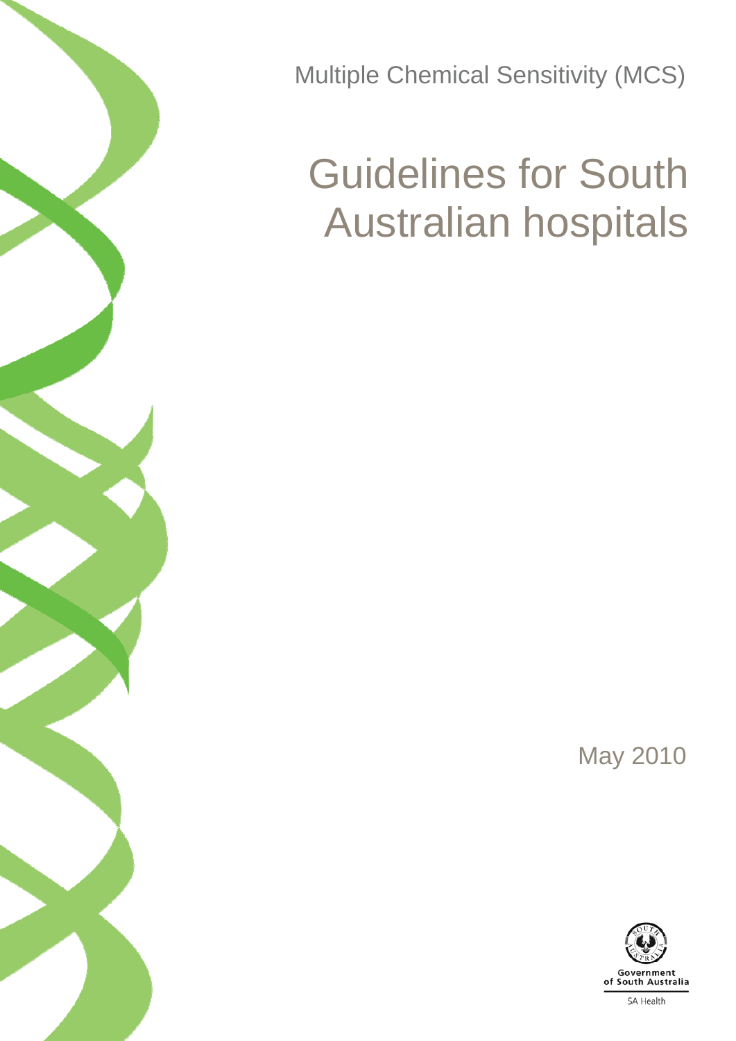Multiple Chemical Sensitivity (MCS)

# Guidelines for South Australian hospitals

May 2010

Government of South Australia

SA Health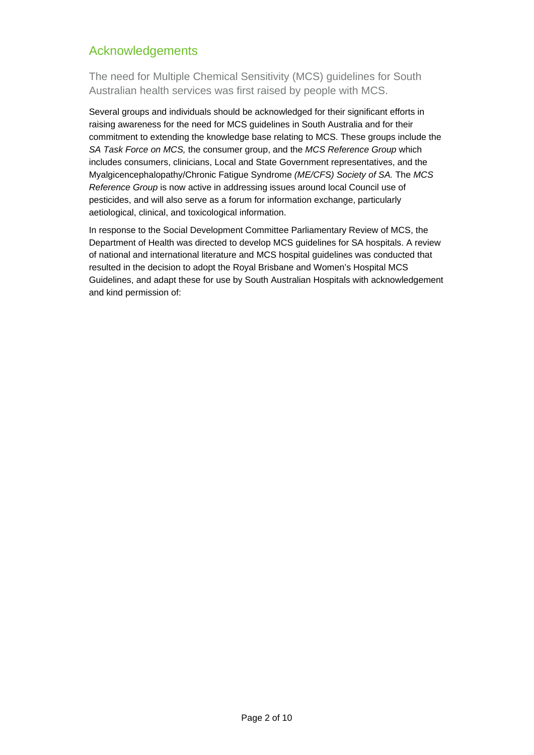## Acknowledgements

The need for Multiple Chemical Sensitivity (MCS) guidelines for South Australian health services was first raised by people with MCS.

Several groups and individuals should be acknowledged for their significant efforts in raising awareness for the need for MCS guidelines in South Australia and for their commitment to extending the knowledge base relating to MCS. These groups include the *SA Task Force on MCS,* the consumer group, and the *MCS Reference Group* which includes consumers, clinicians, Local and State Government representatives, and the Myalgicencephalopathy/Chronic Fatigue Syndrome *(ME/CFS) Society of SA.* The *MCS Reference Group* is now active in addressing issues around local Council use of pesticides, and will also serve as a forum for information exchange, particularly aetiological, clinical, and toxicological information.

In response to the Social Development Committee Parliamentary Review of MCS, the Department of Health was directed to develop MCS guidelines for SA hospitals. A review of national and international literature and MCS hospital guidelines was conducted that resulted in the decision to adopt the Royal Brisbane and Women's Hospital MCS Guidelines, and adapt these for use by South Australian Hospitals with acknowledgement and kind permission of: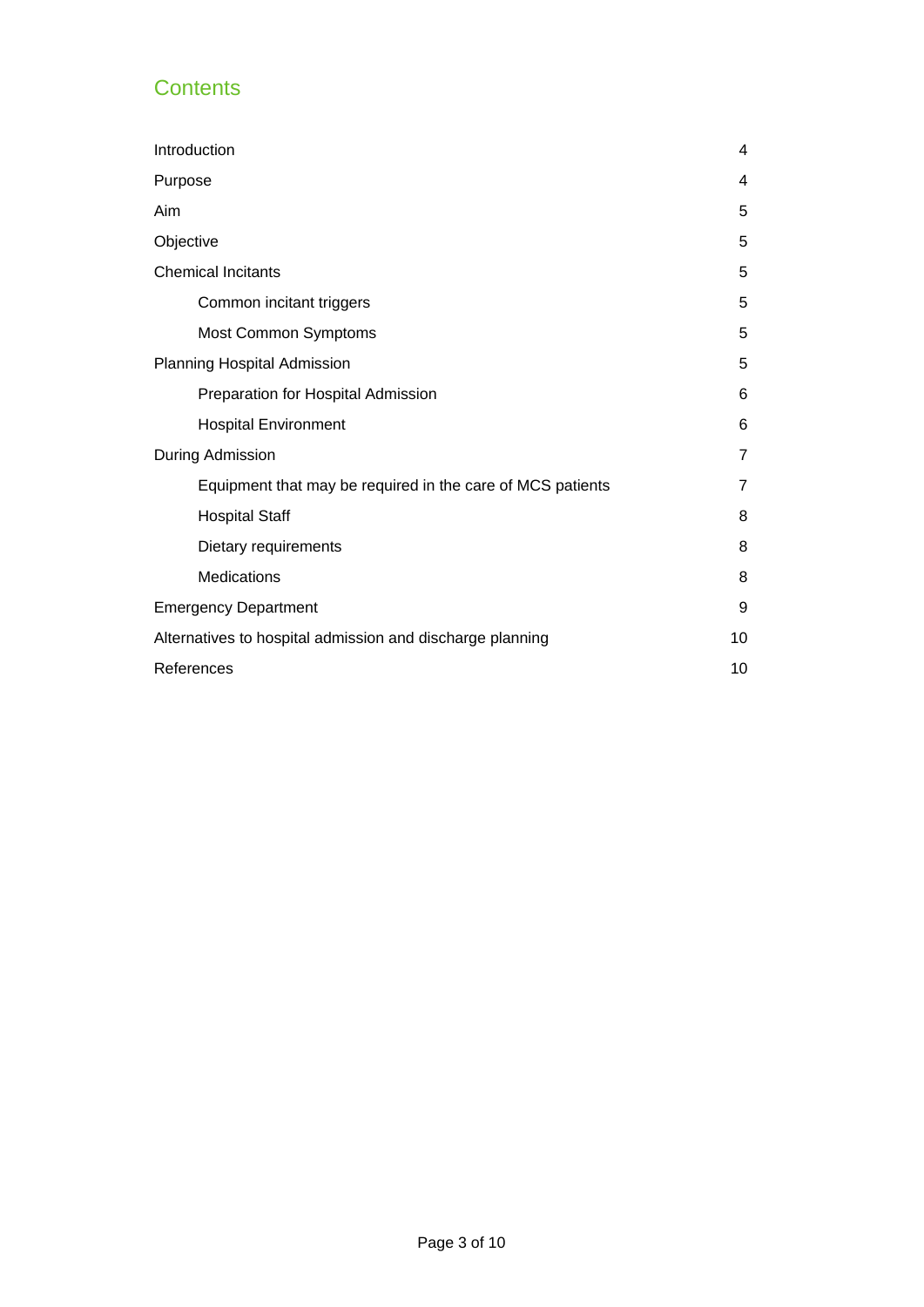## Contents

| | |
|---|---|
| Introduction | 4 |
| Purpose | 4 |
| Aim | 5 |
| Objective | 5 |
| Chemical Incitants | 5 |
| Common incitant triggers | 5 |
| Most Common Symptoms | 5 |
| Planning Hospital Admission | 5 |
| Preparation for Hospital Admission | 6 |
| Hospital Environment | 6 |
| During Admission | 7 |
| Equipment that may be required in the care of MCS patients | 7 |
| Hospital Staff | 8 |
| Dietary requirements | 8 |
| Medications | 8 |
| Emergency Department | 9 |
| Alternatives to hospital admission and discharge planning | 10 |
| References | 10 |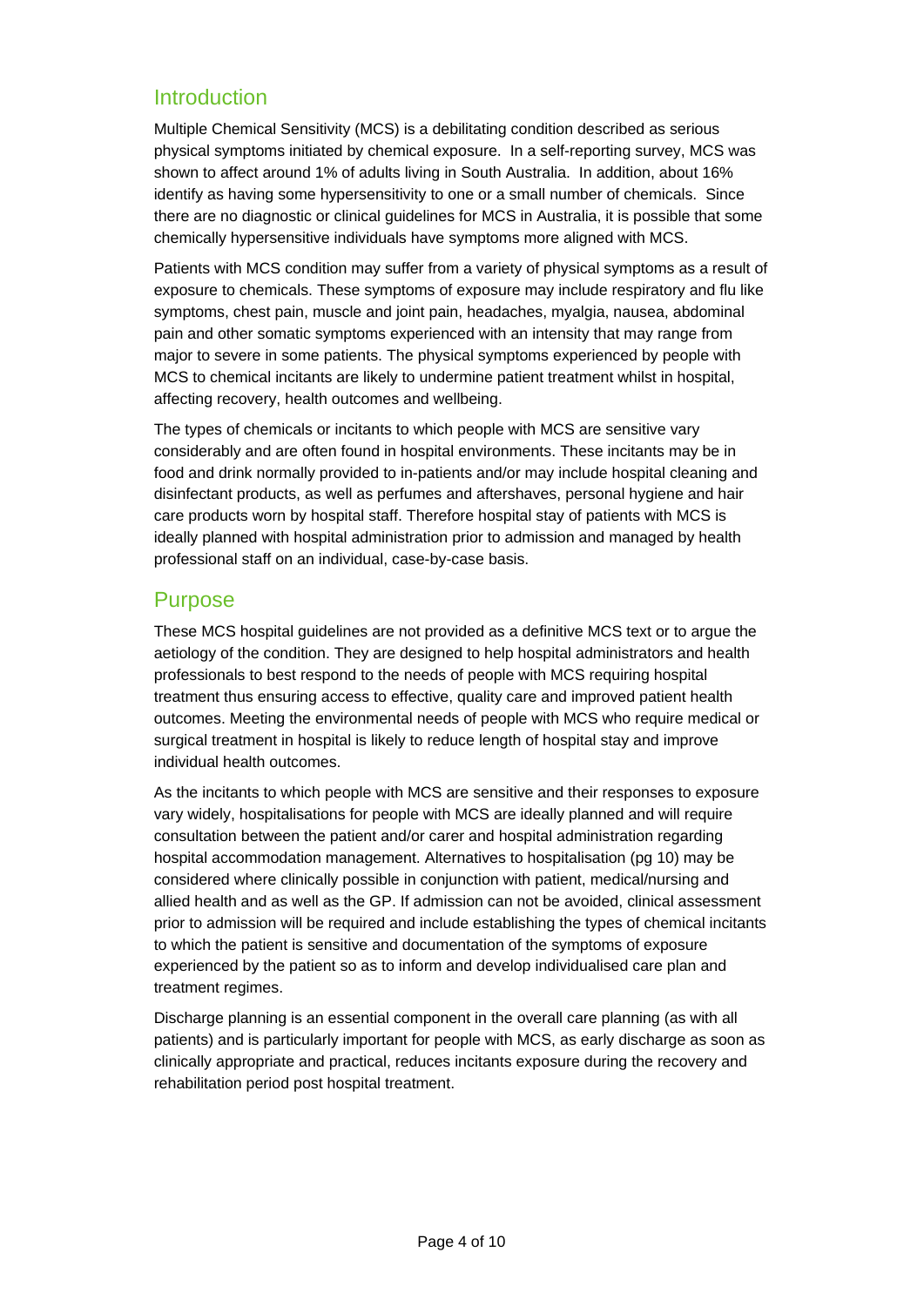## Introduction

Multiple Chemical Sensitivity (MCS) is a debilitating condition described as serious physical symptoms initiated by chemical exposure. In a self-reporting survey, MCS was shown to affect around 1% of adults living in South Australia. In addition, about 16% identify as having some hypersensitivity to one or a small number of chemicals. Since there are no diagnostic or clinical guidelines for MCS in Australia, it is possible that some chemically hypersensitive individuals have symptoms more aligned with MCS.

Patients with MCS condition may suffer from a variety of physical symptoms as a result of exposure to chemicals. These symptoms of exposure may include respiratory and flu like symptoms, chest pain, muscle and joint pain, headaches, myalgia, nausea, abdominal pain and other somatic symptoms experienced with an intensity that may range from major to severe in some patients. The physical symptoms experienced by people with MCS to chemical incitants are likely to undermine patient treatment whilst in hospital, affecting recovery, health outcomes and wellbeing.

The types of chemicals or incitants to which people with MCS are sensitive vary considerably and are often found in hospital environments. These incitants may be in food and drink normally provided to in-patients and/or may include hospital cleaning and disinfectant products, as well as perfumes and aftershaves, personal hygiene and hair care products worn by hospital staff. Therefore hospital stay of patients with MCS is ideally planned with hospital administration prior to admission and managed by health professional staff on an individual, case-by-case basis.

## Purpose

These MCS hospital guidelines are not provided as a definitive MCS text or to argue the aetiology of the condition. They are designed to help hospital administrators and health professionals to best respond to the needs of people with MCS requiring hospital treatment thus ensuring access to effective, quality care and improved patient health outcomes. Meeting the environmental needs of people with MCS who require medical or surgical treatment in hospital is likely to reduce length of hospital stay and improve individual health outcomes.

As the incitants to which people with MCS are sensitive and their responses to exposure vary widely, hospitalisations for people with MCS are ideally planned and will require consultation between the patient and/or carer and hospital administration regarding hospital accommodation management. Alternatives to hospitalisation (pg 10) may be considered where clinically possible in conjunction with patient, medical/nursing and allied health and as well as the GP. If admission can not be avoided, clinical assessment prior to admission will be required and include establishing the types of chemical incitants to which the patient is sensitive and documentation of the symptoms of exposure experienced by the patient so as to inform and develop individualised care plan and treatment regimes.

Discharge planning is an essential component in the overall care planning (as with all patients) and is particularly important for people with MCS, as early discharge as soon as clinically appropriate and practical, reduces incitants exposure during the recovery and rehabilitation period post hospital treatment.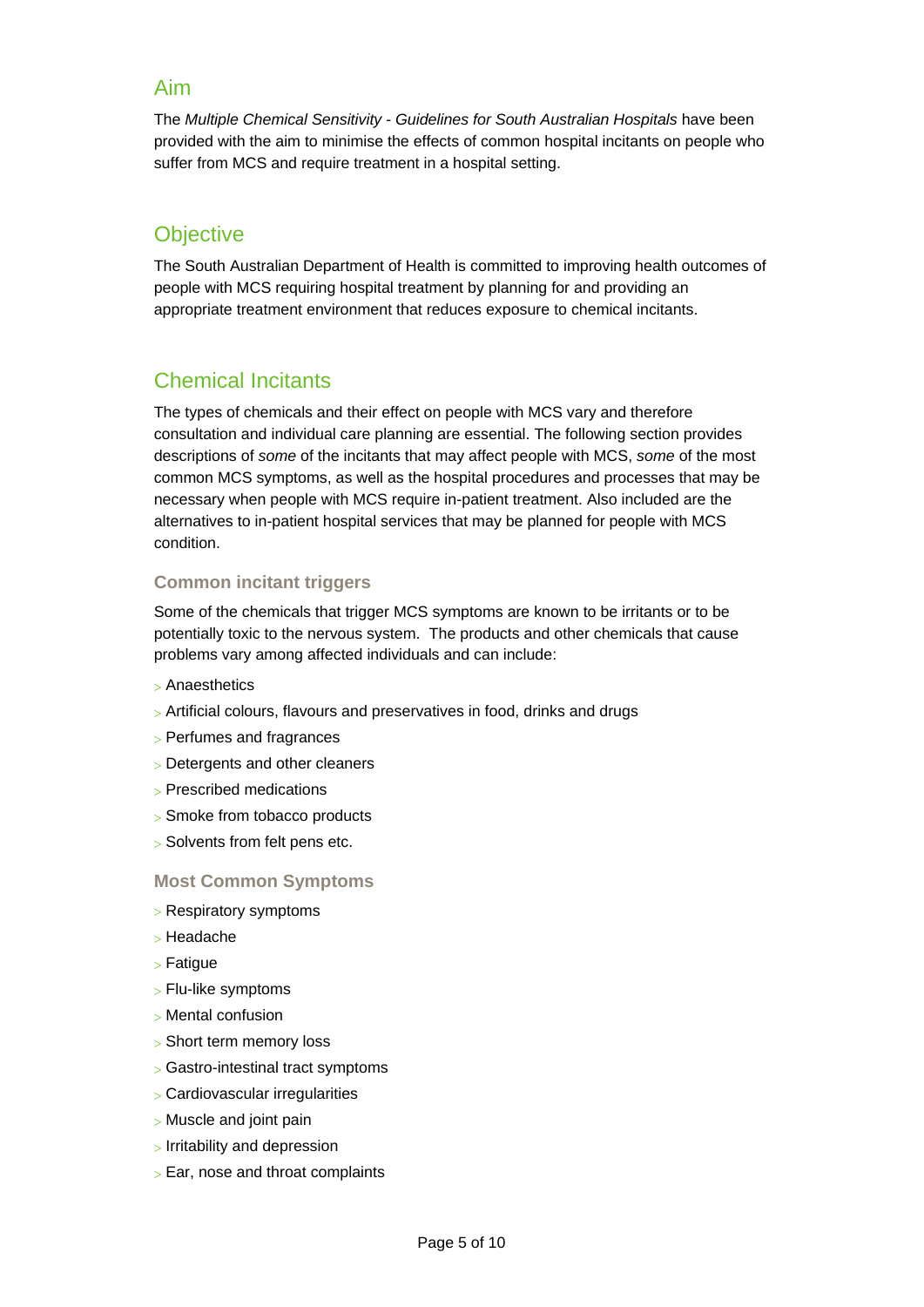## Aim

The *Multiple Chemical Sensitivity - Guidelines for South Australian Hospitals* have been provided with the aim to minimise the effects of common hospital incitants on people who suffer from MCS and require treatment in a hospital setting.

## Objective

The South Australian Department of Health is committed to improving health outcomes of people with MCS requiring hospital treatment by planning for and providing an appropriate treatment environment that reduces exposure to chemical incitants.

## Chemical Incitants

The types of chemicals and their effect on people with MCS vary and therefore consultation and individual care planning are essential. The following section provides descriptions of *some* of the incitants that may affect people with MCS, *some* of the most common MCS symptoms, as well as the hospital procedures and processes that may be necessary when people with MCS require in-patient treatment. Also included are the alternatives to in-patient hospital services that may be planned for people with MCS condition.

### Common incitant triggers

Some of the chemicals that trigger MCS symptoms are known to be irritants or to be potentially toxic to the nervous system. The products and other chemicals that cause problems vary among affected individuals and can include:

- Anaesthetics
- Artificial colours, flavours and preservatives in food, drinks and drugs
- Perfumes and fragrances
- Detergents and other cleaners
- Prescribed medications
- Smoke from tobacco products
- Solvents from felt pens etc.

### Most Common Symptoms

- Respiratory symptoms
- Headache
- Fatigue
- Flu-like symptoms
- Mental confusion
- Short term memory loss
- Gastro-intestinal tract symptoms
- Cardiovascular irregularities
- Muscle and joint pain
- Irritability and depression
- Ear, nose and throat complaints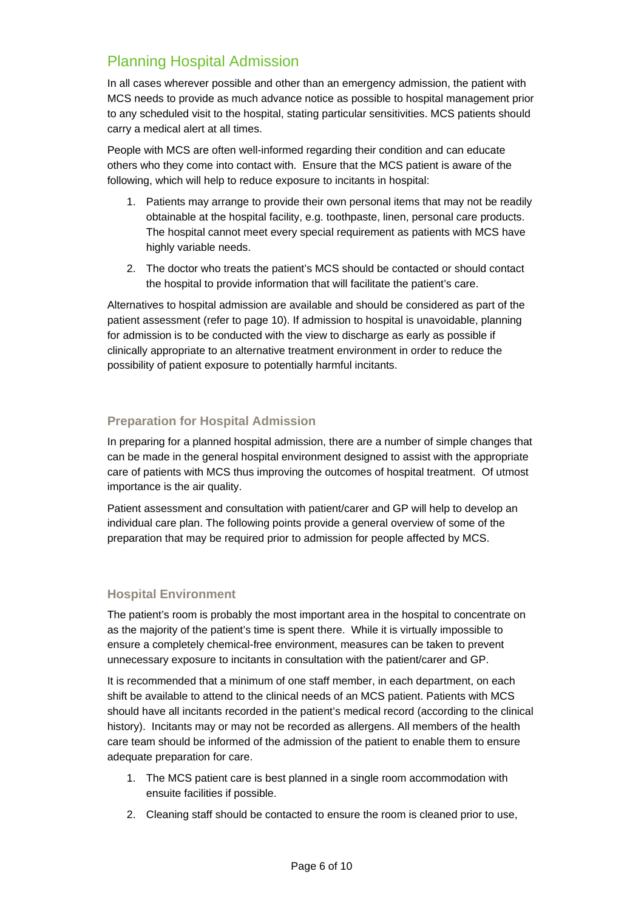## Planning Hospital Admission

In all cases wherever possible and other than an emergency admission, the patient with MCS needs to provide as much advance notice as possible to hospital management prior to any scheduled visit to the hospital, stating particular sensitivities. MCS patients should carry a medical alert at all times.

People with MCS are often well-informed regarding their condition and can educate others who they come into contact with. Ensure that the MCS patient is aware of the following, which will help to reduce exposure to incitants in hospital:

1. Patients may arrange to provide their own personal items that may not be readily obtainable at the hospital facility, e.g. toothpaste, linen, personal care products. The hospital cannot meet every special requirement as patients with MCS have highly variable needs.
2. The doctor who treats the patient's MCS should be contacted or should contact the hospital to provide information that will facilitate the patient's care.

Alternatives to hospital admission are available and should be considered as part of the patient assessment (refer to page 10). If admission to hospital is unavoidable, planning for admission is to be conducted with the view to discharge as early as possible if clinically appropriate to an alternative treatment environment in order to reduce the possibility of patient exposure to potentially harmful incitants.

### Preparation for Hospital Admission

In preparing for a planned hospital admission, there are a number of simple changes that can be made in the general hospital environment designed to assist with the appropriate care of patients with MCS thus improving the outcomes of hospital treatment. Of utmost importance is the air quality.

Patient assessment and consultation with patient/carer and GP will help to develop an individual care plan. The following points provide a general overview of some of the preparation that may be required prior to admission for people affected by MCS.

### Hospital Environment

The patient's room is probably the most important area in the hospital to concentrate on as the majority of the patient's time is spent there. While it is virtually impossible to ensure a completely chemical-free environment, measures can be taken to prevent unnecessary exposure to incitants in consultation with the patient/carer and GP.

It is recommended that a minimum of one staff member, in each department, on each shift be available to attend to the clinical needs of an MCS patient. Patients with MCS should have all incitants recorded in the patient's medical record (according to the clinical history). Incitants may or may not be recorded as allergens. All members of the health care team should be informed of the admission of the patient to enable them to ensure adequate preparation for care.

1. The MCS patient care is best planned in a single room accommodation with ensuite facilities if possible.
2. Cleaning staff should be contacted to ensure the room is cleaned prior to use,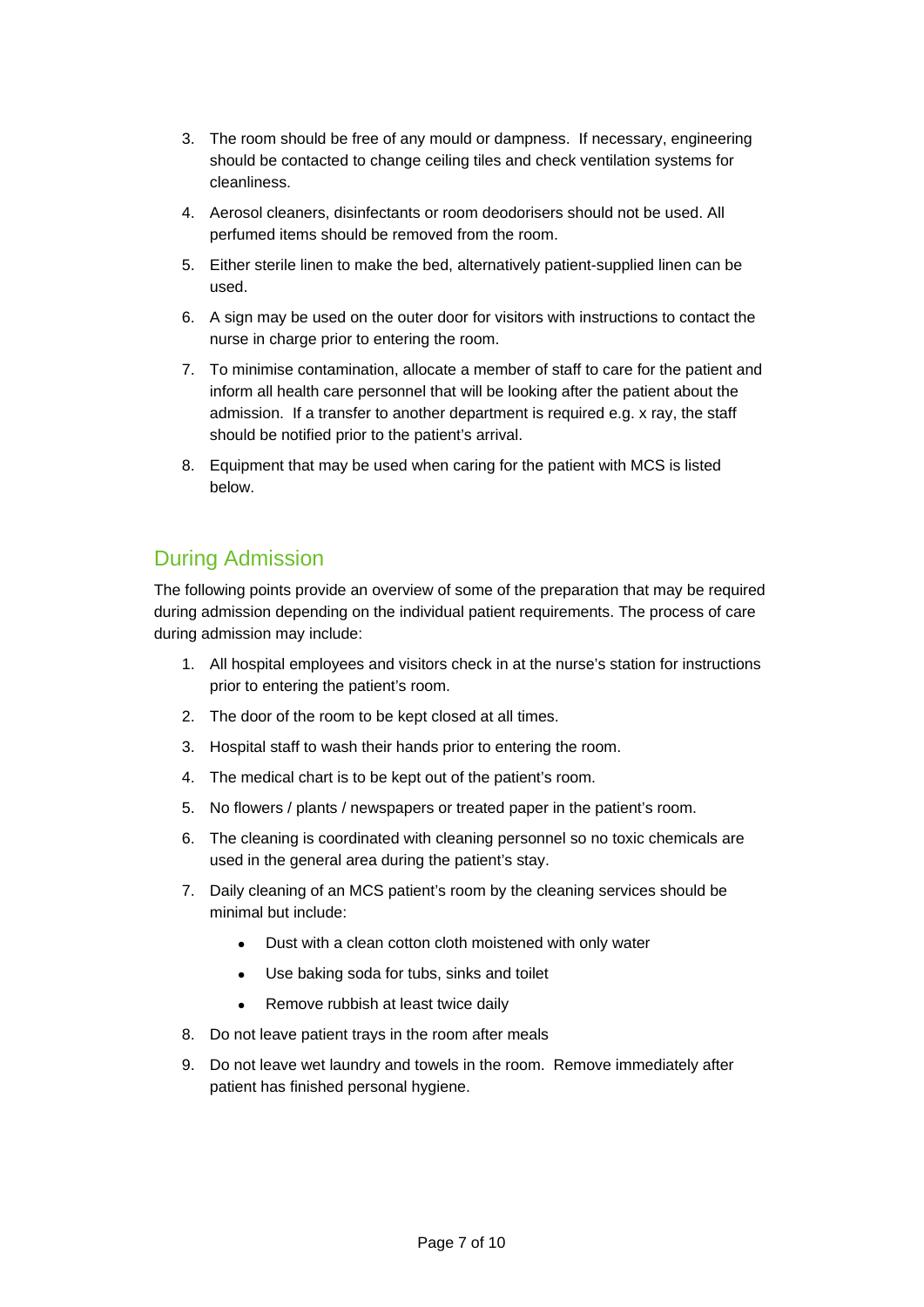3. The room should be free of any mould or dampness. If necessary, engineering should be contacted to change ceiling tiles and check ventilation systems for cleanliness.

4. Aerosol cleaners, disinfectants or room deodorisers should not be used. All perfumed items should be removed from the room.

5. Either sterile linen to make the bed, alternatively patient-supplied linen can be used.

6. A sign may be used on the outer door for visitors with instructions to contact the nurse in charge prior to entering the room.

7. To minimise contamination, allocate a member of staff to care for the patient and inform all health care personnel that will be looking after the patient about the admission. If a transfer to another department is required e.g. x ray, the staff should be notified prior to the patient's arrival.

8. Equipment that may be used when caring for the patient with MCS is listed below.

## During Admission

The following points provide an overview of some of the preparation that may be required during admission depending on the individual patient requirements. The process of care during admission may include:

1. All hospital employees and visitors check in at the nurse's station for instructions prior to entering the patient's room.
2. The door of the room to be kept closed at all times.
3. Hospital staff to wash their hands prior to entering the room.
4. The medical chart is to be kept out of the patient's room.
5. No flowers / plants / newspapers or treated paper in the patient's room.
6. The cleaning is coordinated with cleaning personnel so no toxic chemicals are used in the general area during the patient's stay.
7. Daily cleaning of an MCS patient's room by the cleaning services should be minimal but include:
    - Dust with a clean cotton cloth moistened with only water
    - Use baking soda for tubs, sinks and toilet
    - Remove rubbish at least twice daily
8. Do not leave patient trays in the room after meals
9. Do not leave wet laundry and towels in the room. Remove immediately after patient has finished personal hygiene.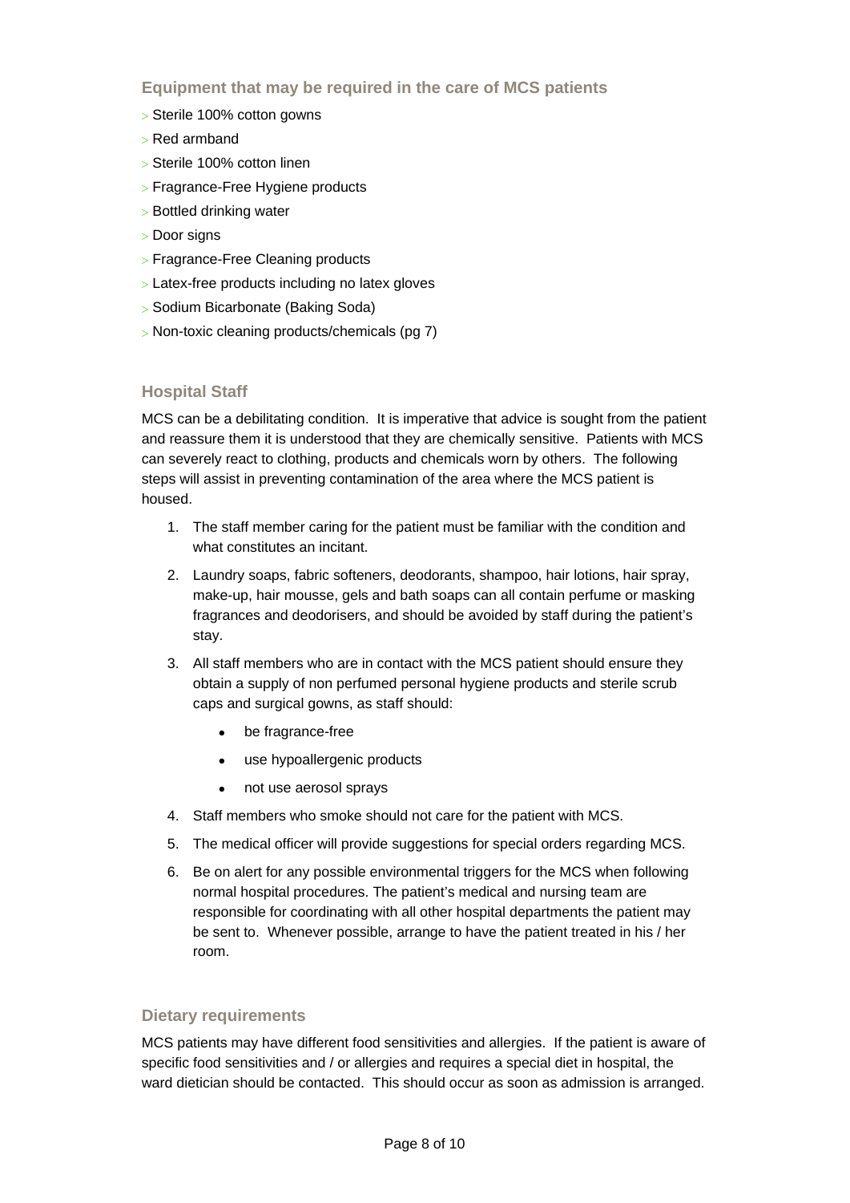### Equipment that may be required in the care of MCS patients

- Sterile 100% cotton gowns
- Red armband
- Sterile 100% cotton linen
- Fragrance-Free Hygiene products
- Bottled drinking water
- Door signs
- Fragrance-Free Cleaning products
- Latex-free products including no latex gloves
- Sodium Bicarbonate (Baking Soda)
- Non-toxic cleaning products/chemicals (pg 7)

### Hospital Staff

MCS can be a debilitating condition. It is imperative that advice is sought from the patient and reassure them it is understood that they are chemically sensitive. Patients with MCS can severely react to clothing, products and chemicals worn by others. The following steps will assist in preventing contamination of the area where the MCS patient is housed.

1. The staff member caring for the patient must be familiar with the condition and what constitutes an incitant.
2. Laundry soaps, fabric softeners, deodorants, shampoo, hair lotions, hair spray, make-up, hair mousse, gels and bath soaps can all contain perfume or masking fragrances and deodorisers, and should be avoided by staff during the patient's stay.
3. All staff members who are in contact with the MCS patient should ensure they obtain a supply of non perfumed personal hygiene products and sterile scrub caps and surgical gowns, as staff should:
    - be fragrance-free
    - use hypoallergenic products
    - not use aerosol sprays
4. Staff members who smoke should not care for the patient with MCS.
5. The medical officer will provide suggestions for special orders regarding MCS.
6. Be on alert for any possible environmental triggers for the MCS when following normal hospital procedures. The patient's medical and nursing team are responsible for coordinating with all other hospital departments the patient may be sent to. Whenever possible, arrange to have the patient treated in his / her room.

### Dietary requirements

MCS patients may have different food sensitivities and allergies. If the patient is aware of specific food sensitivities and / or allergies and requires a special diet in hospital, the ward dietician should be contacted. This should occur as soon as admission is arranged.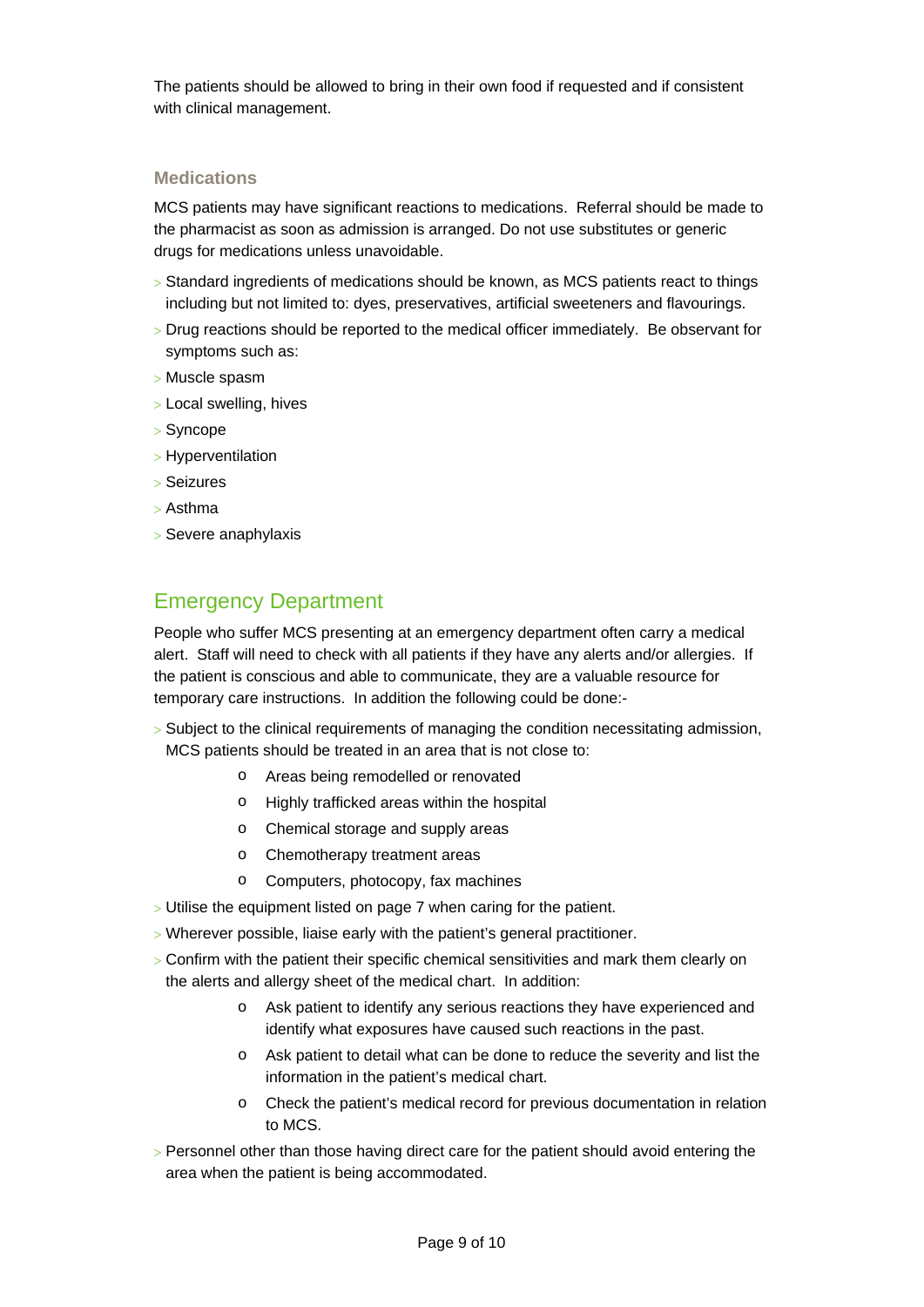The patients should be allowed to bring in their own food if requested and if consistent with clinical management.

### Medications

MCS patients may have significant reactions to medications. Referral should be made to the pharmacist as soon as admission is arranged. Do not use substitutes or generic drugs for medications unless unavoidable.

- Standard ingredients of medications should be known, as MCS patients react to things including but not limited to: dyes, preservatives, artificial sweeteners and flavourings.
- Drug reactions should be reported to the medical officer immediately. Be observant for symptoms such as:
- Muscle spasm
- Local swelling, hives
- Syncope
- Hyperventilation
- Seizures
- Asthma
- Severe anaphylaxis

## Emergency Department

People who suffer MCS presenting at an emergency department often carry a medical alert. Staff will need to check with all patients if they have any alerts and/or allergies. If the patient is conscious and able to communicate, they are a valuable resource for temporary care instructions. In addition the following could be done:-

- Subject to the clinical requirements of managing the condition necessitating admission, MCS patients should be treated in an area that is not close to:
    - Areas being remodelled or renovated
    - Highly trafficked areas within the hospital
    - Chemical storage and supply areas
    - Chemotherapy treatment areas
    - Computers, photocopy, fax machines
- Utilise the equipment listed on page 7 when caring for the patient.
- Wherever possible, liaise early with the patient's general practitioner.
- Confirm with the patient their specific chemical sensitivities and mark them clearly on the alerts and allergy sheet of the medical chart. In addition:
    - Ask patient to identify any serious reactions they have experienced and identify what exposures have caused such reactions in the past.
    - Ask patient to detail what can be done to reduce the severity and list the information in the patient's medical chart.
    - Check the patient's medical record for previous documentation in relation to MCS.
- Personnel other than those having direct care for the patient should avoid entering the area when the patient is being accommodated.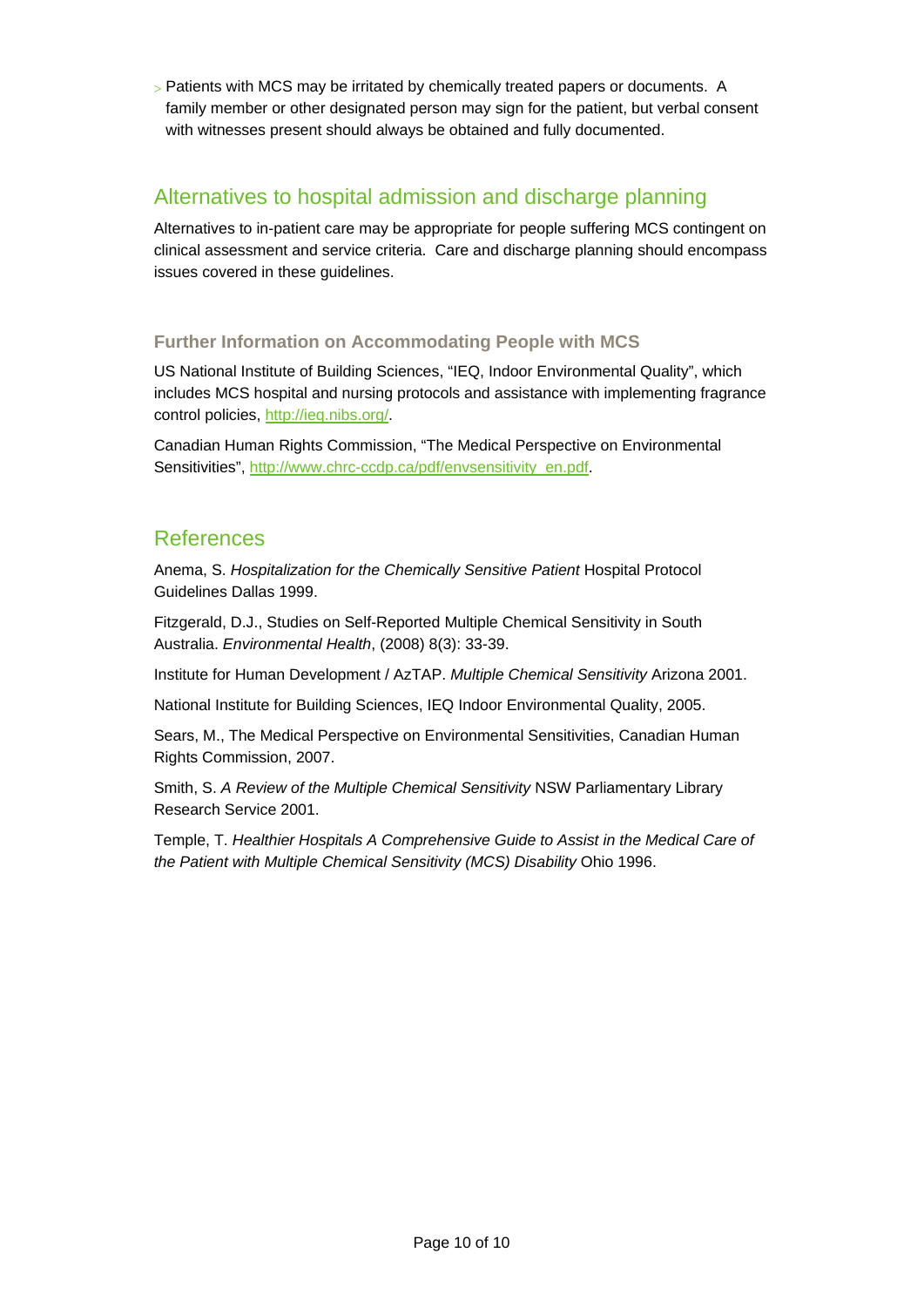- Patients with MCS may be irritated by chemically treated papers or documents. A family member or other designated person may sign for the patient, but verbal consent with witnesses present should always be obtained and fully documented.

## Alternatives to hospital admission and discharge planning

Alternatives to in-patient care may be appropriate for people suffering MCS contingent on clinical assessment and service criteria. Care and discharge planning should encompass issues covered in these guidelines.

### Further Information on Accommodating People with MCS

US National Institute of Building Sciences, “IEQ, Indoor Environmental Quality”, which includes MCS hospital and nursing protocols and assistance with implementing fragrance control policies, http://ieq.nibs.org/.

Canadian Human Rights Commission, “The Medical Perspective on Environmental Sensitivities”, http://www.chrc-ccdp.ca/pdf/envsensitivity_en.pdf.

## References

Anema, S. *Hospitalization for the Chemically Sensitive Patient* Hospital Protocol Guidelines Dallas 1999.

Fitzgerald, D.J., Studies on Self-Reported Multiple Chemical Sensitivity in South Australia. *Environmental Health*, (2008) 8(3): 33-39.

Institute for Human Development / AzTAP. *Multiple Chemical Sensitivity* Arizona 2001.

National Institute for Building Sciences, IEQ Indoor Environmental Quality, 2005.

Sears, M., The Medical Perspective on Environmental Sensitivities, Canadian Human Rights Commission, 2007.

Smith, S. *A Review of the Multiple Chemical Sensitivity* NSW Parliamentary Library Research Service 2001.

Temple, T. *Healthier Hospitals A Comprehensive Guide to Assist in the Medical Care of the Patient with Multiple Chemical Sensitivity (MCS) Disability* Ohio 1996.